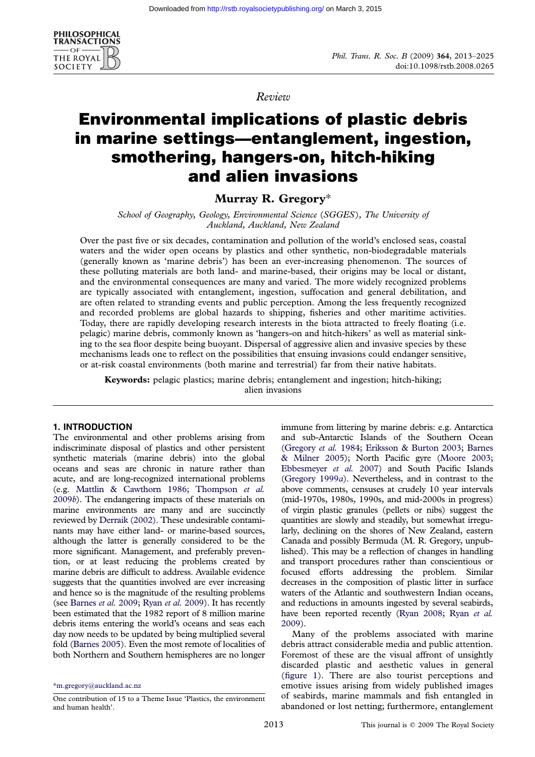*Review*

# Environmental implications of plastic debris in marine settings—entanglement, ingestion, smothering, hangers-on, hitch-hiking and alien invasions

**Murray R. Gregory***

*School of Geography, Geology, Environmental Science (SGGES), The University of Auckland, Auckland, New Zealand*

Over the past five or six decades, contamination and pollution of the world's enclosed seas, coastal waters and the wider open oceans by plastics and other synthetic, non-biodegradable materials (generally known as 'marine debris') has been an ever-increasing phenomenon. The sources of these polluting materials are both land- and marine-based, their origins may be local or distant, and the environmental consequences are many and varied. The more widely recognized problems are typically associated with entanglement, ingestion, suffocation and general debilitation, and are often related to stranding events and public perception. Among the less frequently recognized and recorded problems are global hazards to shipping, fisheries and other maritime activities. Today, there are rapidly developing research interests in the biota attracted to freely floating (i.e. pelagic) marine debris, commonly known as 'hangers-on and hitch-hikers' as well as material sinking to the sea floor despite being buoyant. Dispersal of aggressive alien and invasive species by these mechanisms leads one to reflect on the possibilities that ensuing invasions could endanger sensitive, or at-risk coastal environments (both marine and terrestrial) far from their native habitats.

**Keywords:** pelagic plastics; marine debris; entanglement and ingestion; hitch-hiking; alien invasions

## 1. INTRODUCTION

The environmental and other problems arising from indiscriminate disposal of plastics and other persistent synthetic materials (marine debris) into the global oceans and seas are chronic in nature rather than acute, and are long-recognized international problems (e.g. Mattlin & Cawthorn 1986; Thompson *et al.* 2009*b*). The endangering impacts of these materials on marine environments are many and are succinctly reviewed by Derraik (2002). These undesirable contaminants may have either land- or marine-based sources, although the latter is generally considered to be the more significant. Management, and preferably prevention, or at least reducing the problems created by marine debris are difficult to address. Available evidence suggests that the quantities involved are ever increasing and hence so is the magnitude of the resulting problems (see Barnes *et al.* 2009; Ryan *et al.* 2009). It has recently been estimated that the 1982 report of 8 million marine debris items entering the world's oceans and seas each day now needs to be updated by being multiplied several fold (Barnes 2005). Even the most remote of localities of both Northern and Southern hemispheres are no longer immune from littering by marine debris: e.g. Antarctica and sub-Antarctic Islands of the Southern Ocean (Gregory *et al.* 1984; Eriksson & Burton 2003; Barnes & Milner 2005); North Pacific gyre (Moore 2003; Ebbesmeyer *et al.* 2007) and South Pacific Islands (Gregory 1999*a*). Nevertheless, and in contrast to the above comments, censuses at crudely 10 year intervals (mid-1970s, 1980s, 1990s, and mid-2000s in progress) of virgin plastic granules (pellets or nibs) suggest the quantities are slowly and steadily, but somewhat irregularly, declining on the shores of New Zealand, eastern Canada and possibly Bermuda (M. R. Gregory, unpublished). This may be a reflection of changes in handling and transport procedures rather than conscientious or focused efforts addressing the problem. Similar decreases in the composition of plastic litter in surface waters of the Atlantic and southwestern Indian oceans, and reductions in amounts ingested by several seabirds, have been reported recently (Ryan 2008; Ryan *et al.* 2009).

Many of the problems associated with marine debris attract considerable media and public attention. Foremost of these are the visual affront of unsightly discarded plastic and aesthetic values in general (figure 1). There are also tourist perceptions and emotive issues arising from widely published images of seabirds, marine mammals and fish entangled in abandoned or lost netting; furthermore, entanglement

*m.gregory@auckland.ac.nz

One contribution of 15 to a Theme Issue 'Plastics, the environment and human health'.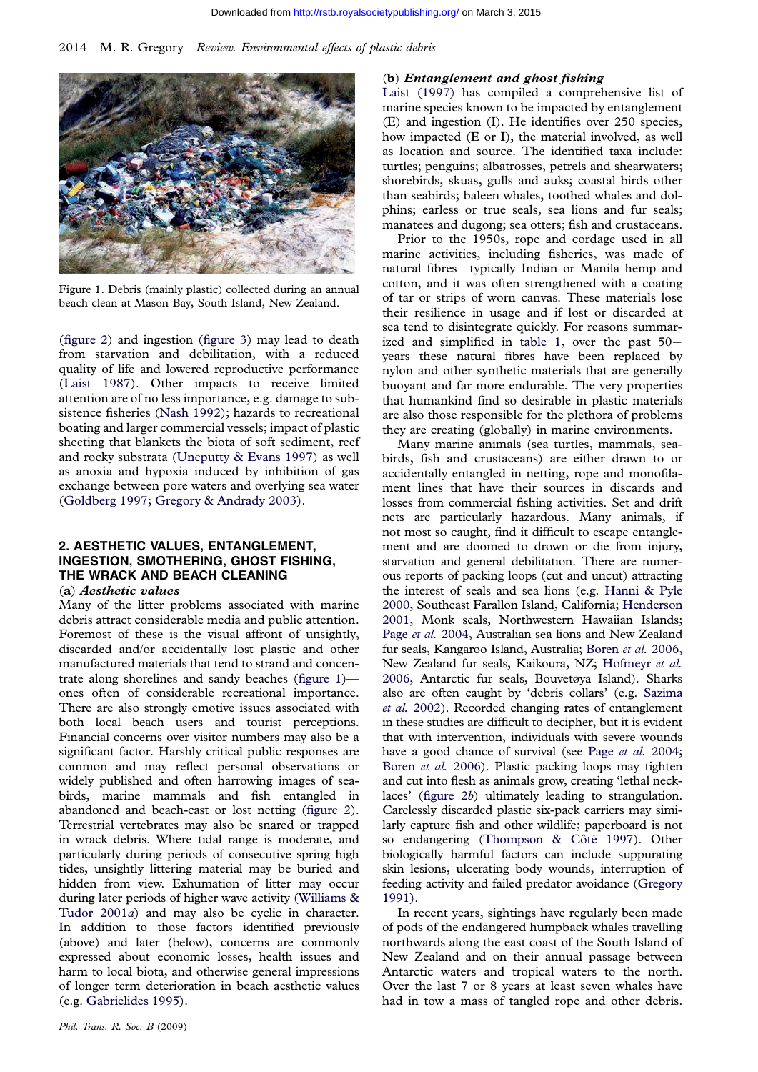Figure 1. Debris (mainly plastic) collected during an annual beach clean at Mason Bay, South Island, New Zealand.

(figure 2) and ingestion (figure 3) may lead to death from starvation and debilitation, with a reduced quality of life and lowered reproductive performance (Laist 1987). Other impacts to receive limited attention are of no less importance, e.g. damage to subsistence fisheries (Nash 1992); hazards to recreational boating and larger commercial vessels; impact of plastic sheeting that blankets the biota of soft sediment, reef and rocky substrata (Uneputty & Evans 1997) as well as anoxia and hypoxia induced by inhibition of gas exchange between pore waters and overlying sea water (Goldberg 1997; Gregory & Andrady 2003).

## 2. AESTHETIC VALUES, ENTANGLEMENT, INGESTION, SMOTHERING, GHOST FISHING, THE WRACK AND BEACH CLEANING

### (a) *Aesthetic values*

Many of the litter problems associated with marine debris attract considerable media and public attention. Foremost of these is the visual affront of unsightly, discarded and/or accidentally lost plastic and other manufactured materials that tend to strand and concentrate along shorelines and sandy beaches (figure 1)—ones often of considerable recreational importance. There are also strongly emotive issues associated with both local beach users and tourist perceptions. Financial concerns over visitor numbers may also be a significant factor. Harshly critical public responses are common and may reflect personal observations or widely published and often harrowing images of seabirds, marine mammals and fish entangled in abandoned and beach-cast or lost netting (figure 2). Terrestrial vertebrates may also be snared or trapped in wrack debris. Where tidal range is moderate, and particularly during periods of consecutive spring high tides, unsightly littering material may be buried and hidden from view. Exhumation of litter may occur during later periods of higher wave activity (Williams & Tudor 2001*a*) and may also be cyclic in character. In addition to those factors identified previously (above) and later (below), concerns are commonly expressed about economic losses, health issues and harm to local biota, and otherwise general impressions of longer term deterioration in beach aesthetic values (e.g. Gabrielides 1995).

### (b) *Entanglement and ghost fishing*

Laist (1997) has compiled a comprehensive list of marine species known to be impacted by entanglement (E) and ingestion (I). He identifies over 250 species, how impacted (E or I), the material involved, as well as location and source. The identified taxa include: turtles; penguins; albatrosses, petrels and shearwaters; shorebirds, skuas, gulls and auks; coastal birds other than seabirds; baleen whales, toothed whales and dolphins; earless or true seals, sea lions and fur seals; manatees and dugong; sea otters; fish and crustaceans.

Prior to the 1950s, rope and cordage used in all marine activities, including fisheries, was made of natural fibres—typically Indian or Manila hemp and cotton, and it was often strengthened with a coating of tar or strips of worn canvas. These materials lose their resilience in usage and if lost or discarded at sea tend to disintegrate quickly. For reasons summarized and simplified in table 1, over the past 50+ years these natural fibres have been replaced by nylon and other synthetic materials that are generally buoyant and far more endurable. The very properties that humankind find so desirable in plastic materials are also those responsible for the plethora of problems they are creating (globally) in marine environments.

Many marine animals (sea turtles, mammals, seabirds, fish and crustaceans) are either drawn to or accidentally entangled in netting, rope and monofilament lines that have their sources in discards and losses from commercial fishing activities. Set and drift nets are particularly hazardous. Many animals, if not most so caught, find it difficult to escape entanglement and are doomed to drown or die from injury, starvation and general debilitation. There are numerous reports of packing loops (cut and uncut) attracting the interest of seals and sea lions (e.g. Hanni & Pyle 2000, Southeast Farallon Island, California; Henderson 2001, Monk seals, Northwestern Hawaiian Islands; Page *et al.* 2004, Australian sea lions and New Zealand fur seals, Kangaroo Island, Australia; Boren *et al.* 2006, New Zealand fur seals, Kaikoura, NZ; Hofmeyr *et al.* 2006, Antarctic fur seals, Bouvetøya Island). Sharks also are often caught by 'debris collars' (e.g. Sazima *et al.* 2002). Recorded changing rates of entanglement in these studies are difficult to decipher, but it is evident that with intervention, individuals with severe wounds have a good chance of survival (see Page *et al.* 2004; Boren *et al.* 2006). Plastic packing loops may tighten and cut into flesh as animals grow, creating 'lethal necklaces' (figure 2*b*) ultimately leading to strangulation. Carelessly discarded plastic six-pack carriers may similarly capture fish and other wildlife; paperboard is not so endangering (Thompson & Côtè 1997). Other biologically harmful factors can include suppurating skin lesions, ulcerating body wounds, interruption of feeding activity and failed predator avoidance (Gregory 1991).

In recent years, sightings have regularly been made of pods of the endangered humpback whales travelling northwards along the east coast of the South Island of New Zealand and on their annual passage between Antarctic waters and tropical waters to the north. Over the last 7 or 8 years at least seven whales have had in tow a mass of tangled rope and other debris.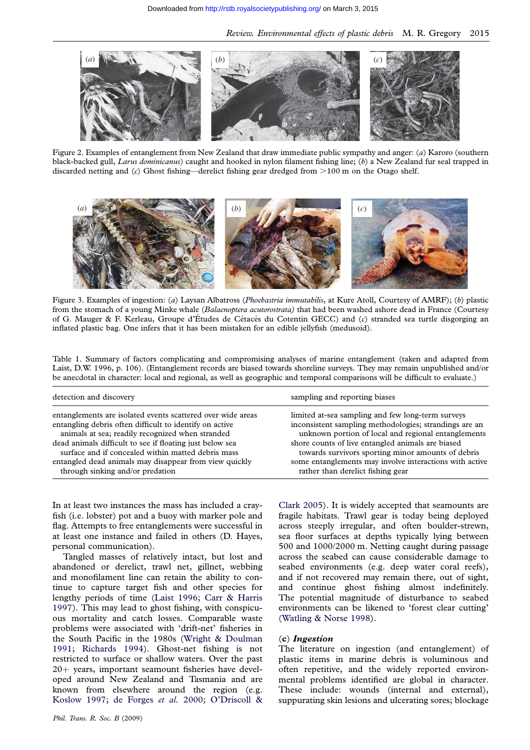Figure 2. Examples of entanglement from New Zealand that draw immediate public sympathy and anger: (*a*) Karoro (southern black-backed gull, *Larus dominicanus*) caught and hooked in nylon filament fishing line; (*b*) a New Zealand fur seal trapped in discarded netting and (*c*) Ghost fishing—derelict fishing gear dredged from >100 m on the Otago shelf.

Figure 3. Examples of ingestion: (*a*) Laysan Albatross (*Phoebastria immutabilis*, at Kure Atoll, Courtesy of AMRF); (*b*) plastic from the stomach of a young Minke whale (*Balaenoptera acutorostrata)* that had been washed ashore dead in France (Courtesy of G. Mauger & F. Kerleau, Groupe d'Études de Cétacés du Cotentin GECC) and (*c*) stranded sea turtle disgorging an inflated plastic bag. One infers that it has been mistaken for an edible jellyfish (medusoid).

Table 1. Summary of factors complicating and compromising analyses of marine entanglement (taken and adapted from Laist, D.W. 1996, p. 106). (Entanglement records are biased towards shoreline surveys. They may remain unpublished and/or be anecdotal in character: local and regional, as well as geographic and temporal comparisons will be difficult to evaluate.)

| detection and discovery | sampling and reporting biases |
|---|---|
| entanglements are isolated events scattered over wide areas | limited at-sea sampling and few long-term surveys |
| entangling debris often difficult to identify on active animals at sea; readily recognized when stranded | inconsistent sampling methodologies; strandings are an unknown portion of local and regional entanglements |
| dead animals difficult to see if floating just below sea surface and if concealed within matted debris mass | shore counts of live entangled animals are biased towards survivors sporting minor amounts of debris |
| entangled dead animals may disappear from view quickly through sinking and/or predation | some entanglements may involve interactions with active rather than derelict fishing gear |

In at least two instances the mass has included a crayfish (i.e. lobster) pot and a buoy with marker pole and flag. Attempts to free entanglements were successful in at least one instance and failed in others (D. Hayes, personal communication).

Tangled masses of relatively intact, but lost and abandoned or derelict, trawl net, gillnet, webbing and monofilament line can retain the ability to continue to capture target fish and other species for lengthy periods of time (Laist 1996; Carr & Harris 1997). This may lead to ghost fishing, with conspicuous mortality and catch losses. Comparable waste problems were associated with 'drift-net' fisheries in the South Pacific in the 1980s (Wright & Doulman 1991; Richards 1994). Ghost-net fishing is not restricted to surface or shallow waters. Over the past 20+ years, important seamount fisheries have developed around New Zealand and Tasmania and are known from elsewhere around the region (e.g. Koslow 1997; de Forges *et al.* 2000; O'Driscoll & Clark 2005). It is widely accepted that seamounts are fragile habitats. Trawl gear is today being deployed across steeply irregular, and often boulder-strewn, sea floor surfaces at depths typically lying between 500 and 1000/2000 m. Netting caught during passage across the seabed can cause considerable damage to seabed environments (e.g. deep water coral reefs), and if not recovered may remain there, out of sight, and continue ghost fishing almost indefinitely. The potential magnitude of disturbance to seabed environments can be likened to 'forest clear cutting' (Watling & Norse 1998).

### (c) *Ingestion*

The literature on ingestion (and entanglement) of plastic items in marine debris is voluminous and often repetitive, and the widely reported environmental problems identified are global in character. These include: wounds (internal and external), suppurating skin lesions and ulcerating sores; blockage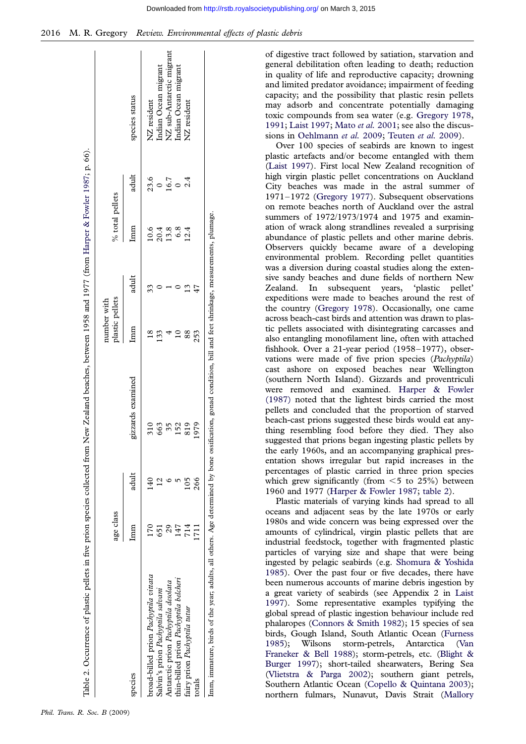Table 2. Occurrence of plastic pellets in five prion species collected from New Zealand beaches, between 1958 and 1977 (from Harper & Fowler 1987; p. 66).

| species | age class | | gizzards examined | number with plastic pellets | | % total pellets | | species status |
|---|---|---|---|---|---|---|---|---|
| | Imm | adult | | Imm | adult | Imm | adult | |
| broad-billed prion *Pachyptila vittata* | 170 | 140 | 310 | 18 | 33 | 10.6 | 23.6 | NZ resident |
| Salvin's prion *Pachyptila salvani* | 651 | 12 | 663 | 133 | 0 | 20.4 | 0 | Indian Ocean migrant |
| Antarctic prion *Pachyptila desolata* | 29 | 6 | 35 | 4 | 1 | 13.8 | 16.7 | NZ sub-Antarctic migrant |
| thin-billed prion *Pachyptila belcheri* | 147 | 5 | 152 | 10 | 0 | 6.8 | 0 | Indian Ocean migrant |
| fairy prion *Pachyptila tutur* | 714 | 105 | 819 | 88 | 13 | 12.4 | 2.4 | NZ resident |
| totals | 1711 | 266 | 1979 | 253 | 47 | | | |

Imm, immature, birds of the year; adults, all others. Age determined by bone ossification, gonad condition, bill and feet shrinkage, measurements, plumage.

of digestive tract followed by satiation, starvation and general debilitation often leading to death; reduction in quality of life and reproductive capacity; drowning and limited predator avoidance; impairment of feeding capacity; and the possibility that plastic resin pellets may adsorb and concentrate potentially damaging toxic compounds from sea water (e.g. Gregory 1978, 1991; Laist 1997; Mato *et al.* 2001; see also the discussions in Oehlmann *et al.* 2009; Teuten *et al.* 2009).

Over 100 species of seabirds are known to ingest plastic artefacts and/or become entangled with them (Laist 1997). First local New Zealand recognition of high virgin plastic pellet concentrations on Auckland City beaches was made in the astral summer of 1971–1972 (Gregory 1977). Subsequent observations on remote beaches north of Auckland over the astral summers of 1972/1973/1974 and 1975 and examination of wrack along strandlines revealed a surprising abundance of plastic pellets and other marine debris. Observers quickly became aware of a developing environmental problem. Recording pellet quantities was a diversion during coastal studies along the extensive sandy beaches and dune fields of northern New Zealand. In subsequent years, 'plastic pellet' expeditions were made to beaches around the rest of the country (Gregory 1978). Occasionally, one came across beach-cast birds and attention was drawn to plastic pellets associated with disintegrating carcasses and also entangling monofilament line, often with attached fishhook. Over a 21-year period (1958–1977), observations were made of five prion species (*Pachyptila*) cast ashore on exposed beaches near Wellington (southern North Island). Gizzards and proventriculi were removed and examined. Harper & Fowler (1987) noted that the lightest birds carried the most pellets and concluded that the proportion of starved beach-cast prions suggested these birds would eat anything resembling food before they died. They also suggested that prions began ingesting plastic pellets by the early 1960s, and an accompanying graphical presentation shows irregular but rapid increases in the percentages of plastic carried in three prion species which grew significantly (from $<5$ to 25%) between 1960 and 1977 (Harper & Fowler 1987; table 2).

Plastic materials of varying kinds had spread to all oceans and adjacent seas by the late 1970s or early 1980s and wide concern was being expressed over the amounts of cylindrical, virgin plastic pellets that are industrial feedstock, together with fragmented plastic particles of varying size and shape that were being ingested by pelagic seabirds (e.g. Shomura & Yoshida 1985). Over the past four or five decades, there have been numerous accounts of marine debris ingestion by a great variety of seabirds (see Appendix 2 in Laist 1997). Some representative examples typifying the global spread of plastic ingestion behaviour include red phalaropes (Connors & Smith 1982); 15 species of sea birds, Gough Island, South Atlantic Ocean (Furness 1985); Wilsons storm-petrels, Antarctica (Van Franeker & Bell 1988); storm-petrels, etc. (Blight & Burger 1997); short-tailed shearwaters, Bering Sea (Vlietstra & Parga 2002); southern giant petrels, Southern Atlantic Ocean (Copello & Quintana 2003); northern fulmars, Nunavut, Davis Strait (Mallory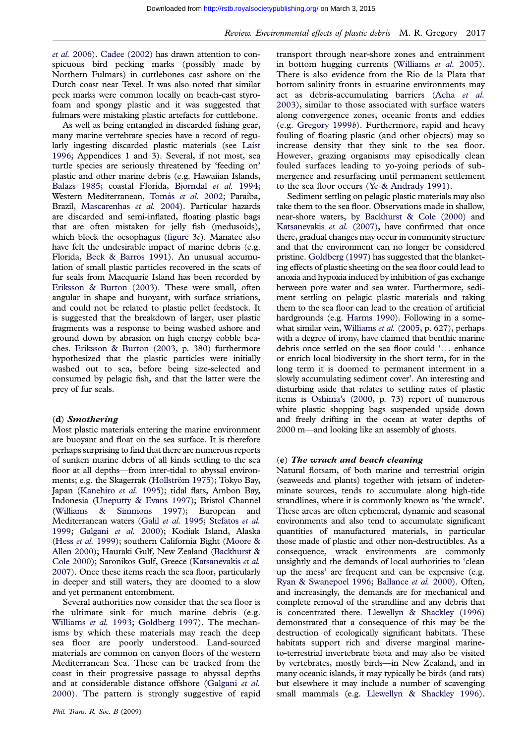*et al.* 2006). Cadee (2002) has drawn attention to conspicuous bird pecking marks (possibly made by Northern Fulmars) in cuttlebones cast ashore on the Dutch coast near Texel. It was also noted that similar peck marks were common locally on beach-cast styrofoam and spongy plastic and it was suggested that fulmars were mistaking plastic artefacts for cuttlebone.

As well as being entangled in discarded fishing gear, many marine vertebrate species have a record of regularly ingesting discarded plastic materials (see Laist 1996; Appendices 1 and 3). Several, if not most, sea turtle species are seriously threatened by 'feeding on' plastic and other marine debris (e.g. Hawaiian Islands, Balazs 1985; coastal Florida, Bjorndal *et al.* 1994; Western Mediterranean, Tomás *et al.* 2002; Paraíba, Brazil, Mascarenhas *et al.* 2004). Particular hazards are discarded and semi-inflated, floating plastic bags that are often mistaken for jelly fish (medusoids), which block the oesophagus (figure 3*c*). Manatee also have felt the undesirable impact of marine debris (e.g. Florida, Beck & Barros 1991). An unusual accumulation of small plastic particles recovered in the scats of fur seals from Macquarie Island has been recorded by Eriksson & Burton (2003). These were small, often angular in shape and buoyant, with surface striations, and could not be related to plastic pellet feedstock. It is suggested that the breakdown of larger, user plastic fragments was a response to being washed ashore and ground down by abrasion on high energy cobble beaches. Eriksson & Burton (2003, p. 380) furthermore hypothesized that the plastic particles were initially washed out to sea, before being size-selected and consumed by pelagic fish, and that the latter were the prey of fur seals.

### (d) *Smothering*

Most plastic materials entering the marine environment are buoyant and float on the sea surface. It is therefore perhaps surprising to find that there are numerous reports of sunken marine debris of all kinds settling to the sea floor at all depths—from inter-tidal to abyssal environments; e.g. the Skagerrak (Hollström 1975); Tokyo Bay, Japan (Kanehiro *et al.* 1995); tidal flats, Ambon Bay, Indonesia (Uneputty & Evans 1997); Bristol Channel (Williams & Simmons 1997); European and Mediterranean waters (Galil *et al.* 1995; Stefatos *et al.* 1999; Galgani *et al.* 2000); Kodiak Island, Alaska (Hess *et al.* 1999); southern California Bight (Moore & Allen 2000); Hauraki Gulf, New Zealand (Backhurst & Cole 2000); Saronikos Gulf, Greece (Katsanevakis *et al.* 2007). Once these items reach the sea floor, particularly in deeper and still waters, they are doomed to a slow and yet permanent entombment.

Several authorities now consider that the sea floor is the ultimate sink for much marine debris (e.g. Williams *et al.* 1993; Goldberg 1997). The mechanisms by which these materials may reach the deep sea floor are poorly understood. Land-sourced materials are common on canyon floors of the western Mediterranean Sea. These can be tracked from the coast in their progressive passage to abyssal depths and at considerable distance offshore (Galgani *et al.* 2000). The pattern is strongly suggestive of rapid transport through near-shore zones and entrainment in bottom hugging currents (Williams *et al.* 2005). There is also evidence from the Rio de la Plata that bottom salinity fronts in estuarine environments may act as debris-accumulating barriers (Acha *et al.* 2003), similar to those associated with surface waters along convergence zones, oceanic fronts and eddies (e.g. Gregory 1999*b*). Furthermore, rapid and heavy fouling of floating plastic (and other objects) may so increase density that they sink to the sea floor. However, grazing organisms may episodically clean fouled surfaces leading to yo-yoing periods of submergence and resurfacing until permanent settlement to the sea floor occurs (Ye & Andrady 1991).

Sediment settling on pelagic plastic materials may also take them to the sea floor. Observations made in shallow, near-shore waters, by Backhurst & Cole (2000) and Katsanevakis *et al.* (2007), have confirmed that once there, gradual changes may occur in community structure and that the environment can no longer be considered pristine. Goldberg (1997) has suggested that the blanketing effects of plastic sheeting on the sea floor could lead to anoxia and hypoxia induced by inhibition of gas exchange between pore water and sea water. Furthermore, sediment settling on pelagic plastic materials and taking them to the sea floor can lead to the creation of artificial hardgrounds (e.g. Harms 1990). Following in a somewhat similar vein, Williams *et al.* (2005, p. 627), perhaps with a degree of irony, have claimed that benthic marine debris once settled on the sea floor could '... enhance or enrich local biodiversity in the short term, for in the long term it is doomed to permanent interment in a slowly accumulating sediment cover'. An interesting and disturbing aside that relates to settling rates of plastic items is Oshima's (2000, p. 73) report of numerous white plastic shopping bags suspended upside down and freely drifting in the ocean at water depths of 2000 m—and looking like an assembly of ghosts.

### (e) *The wrack and beach cleaning*

Natural flotsam, of both marine and terrestrial origin (seaweeds and plants) together with jetsam of indeterminate sources, tends to accumulate along high-tide strandlines, where it is commonly known as 'the wrack'. These areas are often ephemeral, dynamic and seasonal environments and also tend to accumulate significant quantities of manufactured materials, in particular those made of plastic and other non-destructibles. As a consequence, wrack environments are commonly unsightly and the demands of local authorities to 'clean up the mess' are frequent and can be expensive (e.g. Ryan & Swanepoel 1996; Ballance *et al.* 2000). Often, and increasingly, the demands are for mechanical and complete removal of the strandline and any debris that is concentrated there. Llewellyn & Shackley (1996) demonstrated that a consequence of this may be the destruction of ecologically significant habitats. These habitats support rich and diverse marginal marine-to-terrestrial invertebrate biota and may also be visited by vertebrates, mostly birds—in New Zealand, and in many oceanic islands, it may typically be birds (and rats) but elsewhere it may include a number of scavenging small mammals (e.g. Llewellyn & Shackley 1996).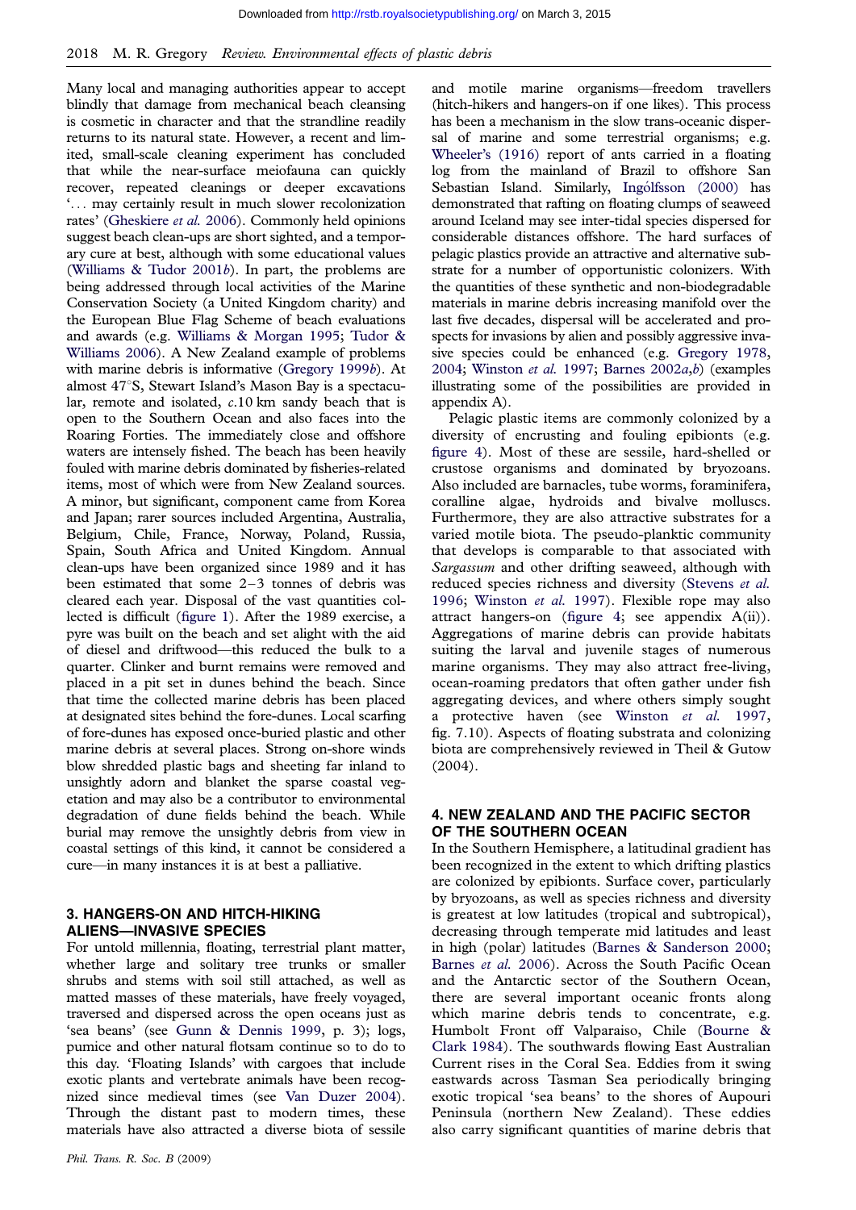Many local and managing authorities appear to accept blindly that damage from mechanical beach cleansing is cosmetic in character and that the strandline readily returns to its natural state. However, a recent and limited, small-scale cleaning experiment has concluded that while the near-surface meiofauna can quickly recover, repeated cleanings or deeper excavations '... may certainly result in much slower recolonization rates' (Gheskiere *et al.* 2006). Commonly held opinions suggest beach clean-ups are short sighted, and a temporary cure at best, although with some educational values (Williams & Tudor 2001*b*). In part, the problems are being addressed through local activities of the Marine Conservation Society (a United Kingdom charity) and the European Blue Flag Scheme of beach evaluations and awards (e.g. Williams & Morgan 1995; Tudor & Williams 2006). A New Zealand example of problems with marine debris is informative (Gregory 1999*b*). At almost 47°S, Stewart Island's Mason Bay is a spectacular, remote and isolated, *c*.10 km sandy beach that is open to the Southern Ocean and also faces into the Roaring Forties. The immediately close and offshore waters are intensely fished. The beach has been heavily fouled with marine debris dominated by fisheries-related items, most of which were from New Zealand sources. A minor, but significant, component came from Korea and Japan; rarer sources included Argentina, Australia, Belgium, Chile, France, Norway, Poland, Russia, Spain, South Africa and United Kingdom. Annual clean-ups have been organized since 1989 and it has been estimated that some 2–3 tonnes of debris was cleared each year. Disposal of the vast quantities collected is difficult (figure 1). After the 1989 exercise, a pyre was built on the beach and set alight with the aid of diesel and driftwood—this reduced the bulk to a quarter. Clinker and burnt remains were removed and placed in a pit set in dunes behind the beach. Since that time the collected marine debris has been placed at designated sites behind the fore-dunes. Local scarfing of fore-dunes has exposed once-buried plastic and other marine debris at several places. Strong on-shore winds blow shredded plastic bags and sheeting far inland to unsightly adorn and blanket the sparse coastal vegetation and may also be a contributor to environmental degradation of dune fields behind the beach. While burial may remove the unsightly debris from view in coastal settings of this kind, it cannot be considered a cure—in many instances it is at best a palliative.

## 3. HANGERS-ON AND HITCH-HIKING ALIENS—INVASIVE SPECIES

For untold millennia, floating, terrestrial plant matter, whether large and solitary tree trunks or smaller shrubs and stems with soil still attached, as well as matted masses of these materials, have freely voyaged, traversed and dispersed across the open oceans just as 'sea beans' (see Gunn & Dennis 1999, p. 3); logs, pumice and other natural flotsam continue so to do to this day. 'Floating Islands' with cargoes that include exotic plants and vertebrate animals have been recognized since medieval times (see Van Duzer 2004). Through the distant past to modern times, these materials have also attracted a diverse biota of sessile and motile marine organisms—freedom travellers (hitch-hikers and hangers-on if one likes). This process has been a mechanism in the slow trans-oceanic dispersal of marine and some terrestrial organisms; e.g. Wheeler's (1916) report of ants carried in a floating log from the mainland of Brazil to offshore San Sebastian Island. Similarly, Ingólfsson (2000) has demonstrated that rafting on floating clumps of seaweed around Iceland may see inter-tidal species dispersed for considerable distances offshore. The hard surfaces of pelagic plastics provide an attractive and alternative substrate for a number of opportunistic colonizers. With the quantities of these synthetic and non-biodegradable materials in marine debris increasing manifold over the last five decades, dispersal will be accelerated and prospects for invasions by alien and possibly aggressive invasive species could be enhanced (e.g. Gregory 1978, 2004; Winston *et al.* 1997; Barnes 2002*a*,*b*) (examples illustrating some of the possibilities are provided in appendix A).

Pelagic plastic items are commonly colonized by a diversity of encrusting and fouling epibionts (e.g. figure 4). Most of these are sessile, hard-shelled or crustose organisms and dominated by bryozoans. Also included are barnacles, tube worms, foraminifera, coralline algae, hydroids and bivalve molluscs. Furthermore, they are also attractive substrates for a varied motile biota. The pseudo-planktic community that develops is comparable to that associated with *Sargassum* and other drifting seaweed, although with reduced species richness and diversity (Stevens *et al.* 1996; Winston *et al.* 1997). Flexible rope may also attract hangers-on (figure 4; see appendix A(ii)). Aggregations of marine debris can provide habitats suiting the larval and juvenile stages of numerous marine organisms. They may also attract free-living, ocean-roaming predators that often gather under fish aggregating devices, and where others simply sought a protective haven (see Winston *et al.* 1997, fig. 7.10). Aspects of floating substrata and colonizing biota are comprehensively reviewed in Theil & Gutow (2004).

## 4. NEW ZEALAND AND THE PACIFIC SECTOR OF THE SOUTHERN OCEAN

In the Southern Hemisphere, a latitudinal gradient has been recognized in the extent to which drifting plastics are colonized by epibionts. Surface cover, particularly by bryozoans, as well as species richness and diversity is greatest at low latitudes (tropical and subtropical), decreasing through temperate mid latitudes and least in high (polar) latitudes (Barnes & Sanderson 2000; Barnes *et al.* 2006). Across the South Pacific Ocean and the Antarctic sector of the Southern Ocean, there are several important oceanic fronts along which marine debris tends to concentrate, e.g. Humbolt Front off Valparaiso, Chile (Bourne & Clark 1984). The southwards flowing East Australian Current rises in the Coral Sea. Eddies from it swing eastwards across Tasman Sea periodically bringing exotic tropical 'sea beans' to the shores of Aupouri Peninsula (northern New Zealand). These eddies also carry significant quantities of marine debris that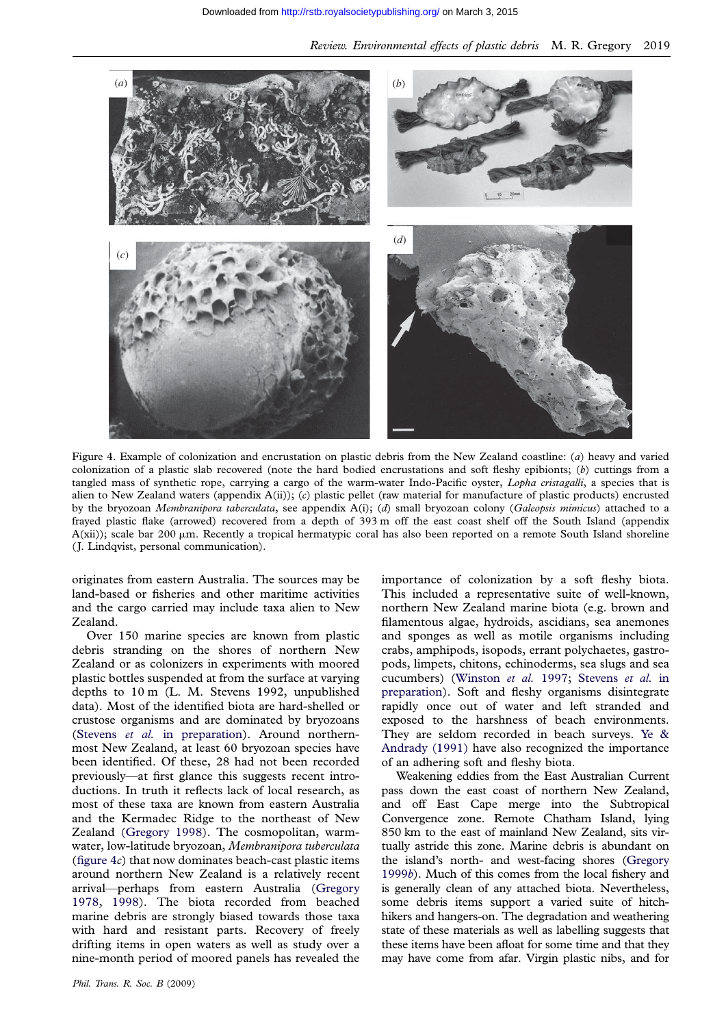Figure 4. Example of colonization and encrustation on plastic debris from the New Zealand coastline: (*a*) heavy and varied colonization of a plastic slab recovered (note the hard bodied encrustations and soft fleshy epibionts; (*b*) cuttings from a tangled mass of synthetic rope, carrying a cargo of the warm-water Indo-Pacific oyster, *Lopha cristagalli*, a species that is alien to New Zealand waters (appendix A(ii)); (*c*) plastic pellet (raw material for manufacture of plastic products) encrusted by the bryozoan *Membranipora taberculata*, see appendix A(i); (*d*) small bryozoan colony (*Galeopsis mimicus*) attached to a frayed plastic flake (arrowed) recovered from a depth of 393 m off the east coast shelf off the South Island (appendix A(xii)); scale bar 200 μm. Recently a tropical hermatypic coral has also been reported on a remote South Island shoreline (J. Lindqvist, personal communication).

originates from eastern Australia. The sources may be land-based or fisheries and other maritime activities and the cargo carried may include taxa alien to New Zealand.

Over 150 marine species are known from plastic debris stranding on the shores of northern New Zealand or as colonizers in experiments with moored plastic bottles suspended at from the surface at varying depths to 10 m (L. M. Stevens 1992, unpublished data). Most of the identified biota are hard-shelled or crustose organisms and are dominated by bryozoans (Stevens *et al.* in preparation). Around northernmost New Zealand, at least 60 bryozoan species have been identified. Of these, 28 had not been recorded previously—at first glance this suggests recent introductions. In truth it reflects lack of local research, as most of these taxa are known from eastern Australia and the Kermadec Ridge to the northeast of New Zealand (Gregory 1998). The cosmopolitan, warm-water, low-latitude bryozoan, *Membranipora tuberculata* (figure 4*c*) that now dominates beach-cast plastic items around northern New Zealand is a relatively recent arrival—perhaps from eastern Australia (Gregory 1978, 1998). The biota recorded from beached marine debris are strongly biased towards those taxa with hard and resistant parts. Recovery of freely drifting items in open waters as well as study over a nine-month period of moored panels has revealed the importance of colonization by a soft fleshy biota. This included a representative suite of well-known, northern New Zealand marine biota (e.g. brown and filamentous algae, hydroids, ascidians, sea anemones and sponges as well as motile organisms including crabs, amphipods, isopods, errant polychaetes, gastropods, limpets, chitons, echinoderms, sea slugs and sea cucumbers) (Winston *et al.* 1997; Stevens *et al.* in preparation). Soft and fleshy organisms disintegrate rapidly once out of water and left stranded and exposed to the harshness of beach environments. They are seldom recorded in beach surveys. Ye & Andrady (1991) have also recognized the importance of an adhering soft and fleshy biota.

Weakening eddies from the East Australian Current pass down the east coast of northern New Zealand, and off East Cape merge into the Subtropical Convergence zone. Remote Chatham Island, lying 850 km to the east of mainland New Zealand, sits virtually astride this zone. Marine debris is abundant on the island's north- and west-facing shores (Gregory 1999*b*). Much of this comes from the local fishery and is generally clean of any attached biota. Nevertheless, some debris items support a varied suite of hitch-hikers and hangers-on. The degradation and weathering state of these materials as well as labelling suggests that these items have been afloat for some time and that they may have come from afar. Virgin plastic nibs, and for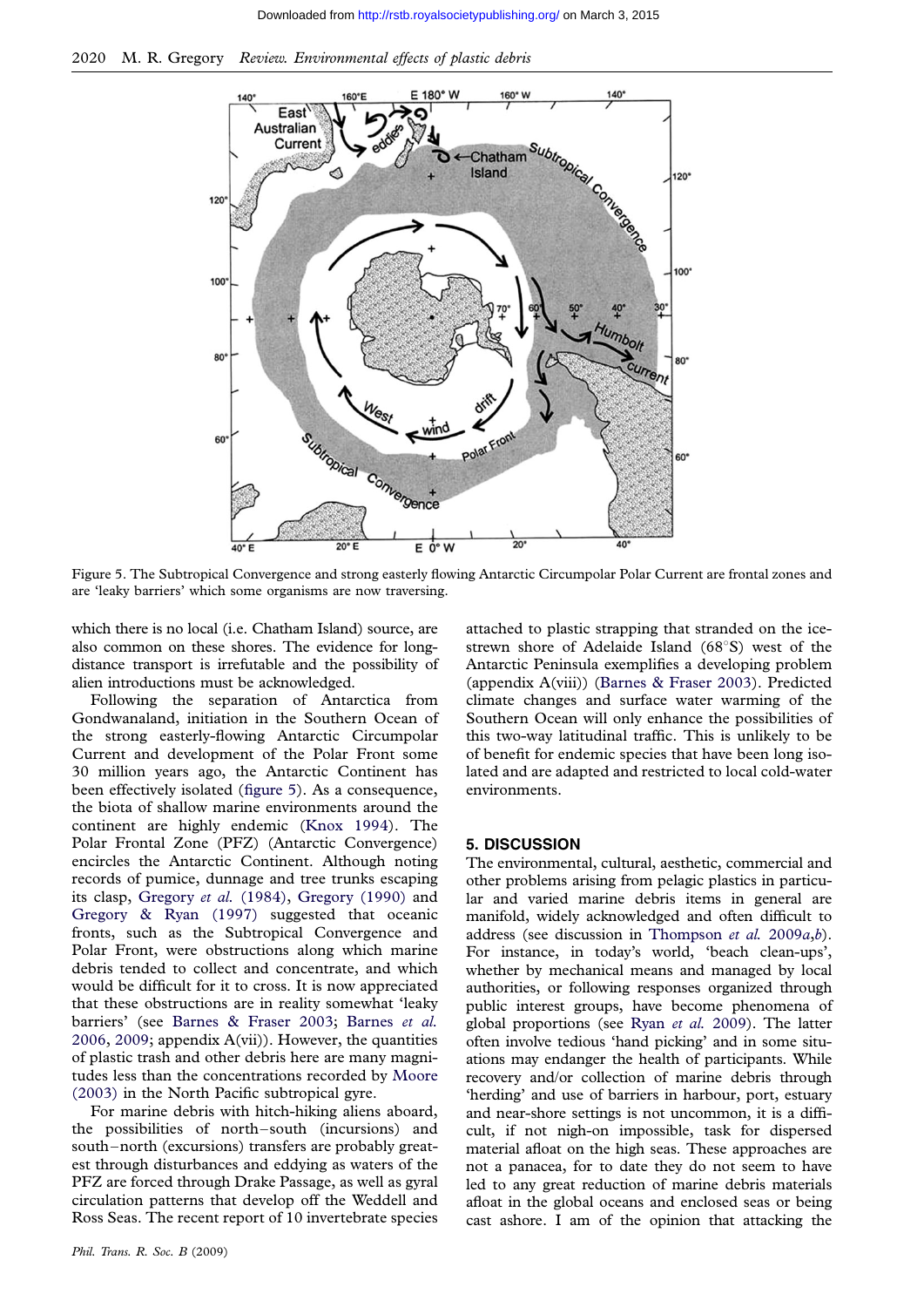Figure 5. The Subtropical Convergence and strong easterly flowing Antarctic Circumpolar Polar Current are frontal zones and are 'leaky barriers' which some organisms are now traversing.

which there is no local (i.e. Chatham Island) source, are also common on these shores. The evidence for long-distance transport is irrefutable and the possibility of alien introductions must be acknowledged.

Following the separation of Antarctica from Gondwanaland, initiation in the Southern Ocean of the strong easterly-flowing Antarctic Circumpolar Current and development of the Polar Front some 30 million years ago, the Antarctic Continent has been effectively isolated (figure 5). As a consequence, the biota of shallow marine environments around the continent are highly endemic (Knox 1994). The Polar Frontal Zone (PFZ) (Antarctic Convergence) encircles the Antarctic Continent. Although noting records of pumice, dunnage and tree trunks escaping its clasp, Gregory *et al.* (1984), Gregory (1990) and Gregory & Ryan (1997) suggested that oceanic fronts, such as the Subtropical Convergence and Polar Front, were obstructions along which marine debris tended to collect and concentrate, and which would be difficult for it to cross. It is now appreciated that these obstructions are in reality somewhat 'leaky barriers' (see Barnes & Fraser 2003; Barnes *et al.* 2006, 2009; appendix A(vii)). However, the quantities of plastic trash and other debris here are many magnitudes less than the concentrations recorded by Moore (2003) in the North Pacific subtropical gyre.

For marine debris with hitch-hiking aliens aboard, the possibilities of north–south (incursions) and south–north (excursions) transfers are probably greatest through disturbances and eddying as waters of the PFZ are forced through Drake Passage, as well as gyral circulation patterns that develop off the Weddell and Ross Seas. The recent report of 10 invertebrate species attached to plastic strapping that stranded on the ice-strewn shore of Adelaide Island (68°S) west of the Antarctic Peninsula exemplifies a developing problem (appendix A(viii)) (Barnes & Fraser 2003). Predicted climate changes and surface water warming of the Southern Ocean will only enhance the possibilities of this two-way latitudinal traffic. This is unlikely to be of benefit for endemic species that have been long isolated and are adapted and restricted to local cold-water environments.

## 5. DISCUSSION

The environmental, cultural, aesthetic, commercial and other problems arising from pelagic plastics in particular and varied marine debris items in general are manifold, widely acknowledged and often difficult to address (see discussion in Thompson *et al.* 2009*a*,*b*). For instance, in today's world, 'beach clean-ups', whether by mechanical means and managed by local authorities, or following responses organized through public interest groups, have become phenomena of global proportions (see Ryan *et al.* 2009). The latter often involve tedious 'hand picking' and in some situations may endanger the health of participants. While recovery and/or collection of marine debris through 'herding' and use of barriers in harbour, port, estuary and near-shore settings is not uncommon, it is a difficult, if not nigh-on impossible, task for dispersed material afloat on the high seas. These approaches are not a panacea, for to date they do not seem to have led to any great reduction of marine debris materials afloat in the global oceans and enclosed seas or being cast ashore. I am of the opinion that attacking the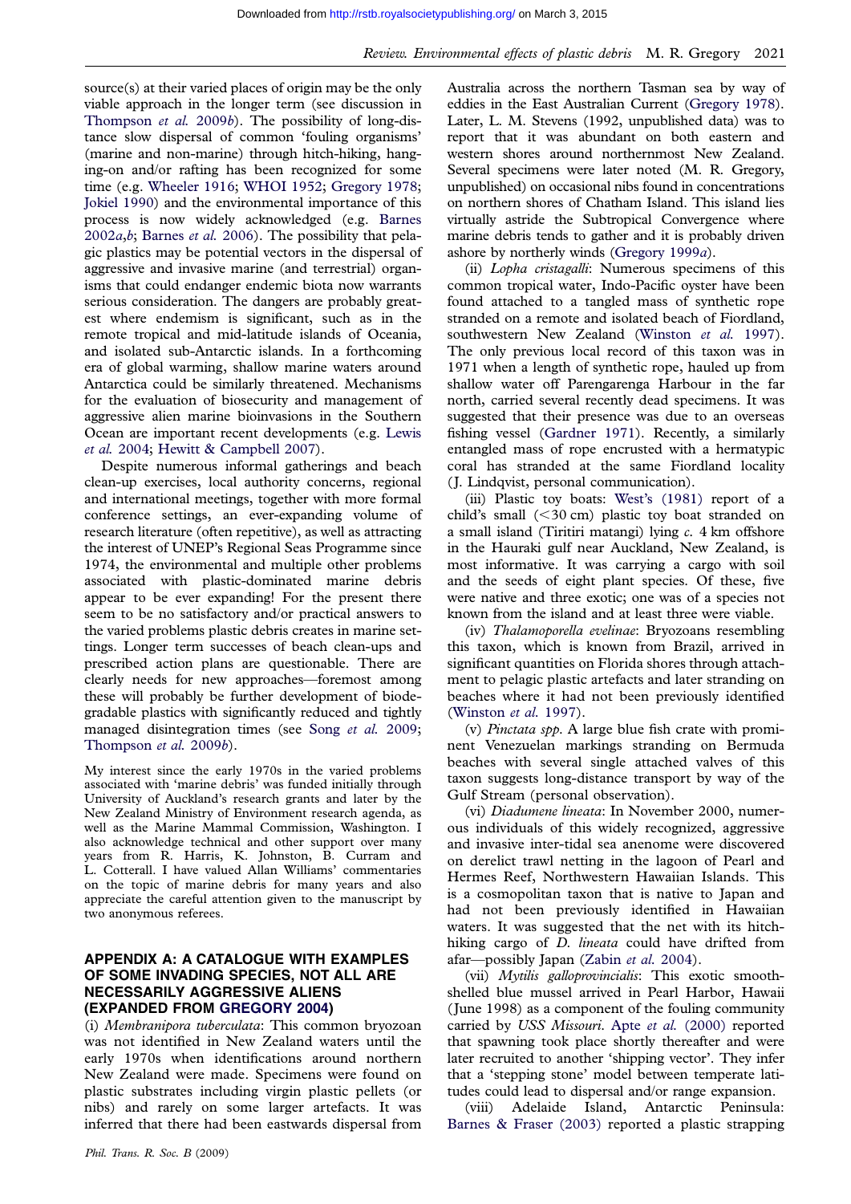source(s) at their varied places of origin may be the only viable approach in the longer term (see discussion in Thompson *et al.* 2009*b*). The possibility of long-distance slow dispersal of common 'fouling organisms' (marine and non-marine) through hitch-hiking, hanging-on and/or rafting has been recognized for some time (e.g. Wheeler 1916; WHOI 1952; Gregory 1978; Jokiel 1990) and the environmental importance of this process is now widely acknowledged (e.g. Barnes 2002*a*,*b*; Barnes *et al.* 2006). The possibility that pelagic plastics may be potential vectors in the dispersal of aggressive and invasive marine (and terrestrial) organisms that could endanger endemic biota now warrants serious consideration. The dangers are probably greatest where endemism is significant, such as in the remote tropical and mid-latitude islands of Oceania, and isolated sub-Antarctic islands. In a forthcoming era of global warming, shallow marine waters around Antarctica could be similarly threatened. Mechanisms for the evaluation of biosecurity and management of aggressive alien marine bioinvasions in the Southern Ocean are important recent developments (e.g. Lewis *et al.* 2004; Hewitt & Campbell 2007).

Despite numerous informal gatherings and beach clean-up exercises, local authority concerns, regional and international meetings, together with more formal conference settings, an ever-expanding volume of research literature (often repetitive), as well as attracting the interest of UNEP's Regional Seas Programme since 1974, the environmental and multiple other problems associated with plastic-dominated marine debris appear to be ever expanding! For the present there seem to be no satisfactory and/or practical answers to the varied problems plastic debris creates in marine settings. Longer term successes of beach clean-ups and prescribed action plans are questionable. There are clearly needs for new approaches—foremost among these will probably be further development of biodegradable plastics with significantly reduced and tightly managed disintegration times (see Song *et al.* 2009; Thompson *et al.* 2009*b*).

My interest since the early 1970s in the varied problems associated with 'marine debris' was funded initially through University of Auckland's research grants and later by the New Zealand Ministry of Environment research agenda, as well as the Marine Mammal Commission, Washington. I also acknowledge technical and other support over many years from R. Harris, K. Johnston, B. Curram and L. Cotterall. I have valued Allan Williams' commentaries on the topic of marine debris for many years and also appreciate the careful attention given to the manuscript by two anonymous referees.

## APPENDIX A: A CATALOGUE WITH EXAMPLES OF SOME INVADING SPECIES, NOT ALL ARE NECESSARILY AGGRESSIVE ALIENS (EXPANDED FROM GREGORY 2004)

(i) *Membranipora tuberculata*: This common bryozoan was not identified in New Zealand waters until the early 1970s when identifications around northern New Zealand were made. Specimens were found on plastic substrates including virgin plastic pellets (or nibs) and rarely on some larger artefacts. It was inferred that there had been eastwards dispersal from Australia across the northern Tasman sea by way of eddies in the East Australian Current (Gregory 1978). Later, L. M. Stevens (1992, unpublished data) was to report that it was abundant on both eastern and western shores around northernmost New Zealand. Several specimens were later noted (M. R. Gregory, unpublished) on occasional nibs found in concentrations on northern shores of Chatham Island. This island lies virtually astride the Subtropical Convergence where marine debris tends to gather and it is probably driven ashore by northerly winds (Gregory 1999*a*).

(ii) *Lopha cristagalli*: Numerous specimens of this common tropical water, Indo-Pacific oyster have been found attached to a tangled mass of synthetic rope stranded on a remote and isolated beach of Fiordland, southwestern New Zealand (Winston *et al.* 1997). The only previous local record of this taxon was in 1971 when a length of synthetic rope, hauled up from shallow water off Parengarenga Harbour in the far north, carried several recently dead specimens. It was suggested that their presence was due to an overseas fishing vessel (Gardner 1971). Recently, a similarly entangled mass of rope encrusted with a hermatypic coral has stranded at the same Fiordland locality (J. Lindqvist, personal communication).

(iii) Plastic toy boats: West's (1981) report of a child's small (<30 cm) plastic toy boat stranded on a small island (Tiritiri matangi) lying *c.* 4 km offshore in the Hauraki gulf near Auckland, New Zealand, is most informative. It was carrying a cargo with soil and the seeds of eight plant species. Of these, five were native and three exotic; one was of a species not known from the island and at least three were viable.

(iv) *Thalamoporella evelinae*: Bryozoans resembling this taxon, which is known from Brazil, arrived in significant quantities on Florida shores through attachment to pelagic plastic artefacts and later stranding on beaches where it had not been previously identified (Winston *et al.* 1997).

(v) *Pinctata spp.* A large blue fish crate with prominent Venezuelan markings stranding on Bermuda beaches with several single attached valves of this taxon suggests long-distance transport by way of the Gulf Stream (personal observation).

(vi) *Diadumene lineata*: In November 2000, numerous individuals of this widely recognized, aggressive and invasive inter-tidal sea anemone were discovered on derelict trawl netting in the lagoon of Pearl and Hermes Reef, Northwestern Hawaiian Islands. This is a cosmopolitan taxon that is native to Japan and had not been previously identified in Hawaiian waters. It was suggested that the net with its hitch-hiking cargo of *D. lineata* could have drifted from afar—possibly Japan (Zabin *et al.* 2004).

(vii) *Mytilis galloprovincialis*: This exotic smooth-shelled blue mussel arrived in Pearl Harbor, Hawaii (June 1998) as a component of the fouling community carried by *USS Missouri*. Apte *et al.* (2000) reported that spawning took place shortly thereafter and were later recruited to another 'shipping vector'. They infer that a 'stepping stone' model between temperate latitudes could lead to dispersal and/or range expansion.

(viii) Adelaide Island, Antarctic Peninsula: Barnes & Fraser (2003) reported a plastic strapping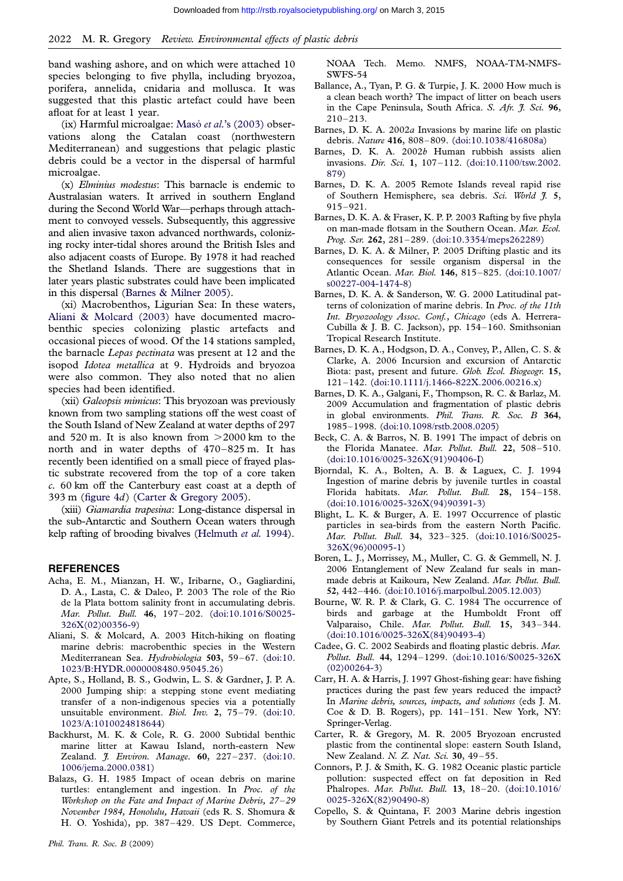band washing ashore, and on which were attached 10 species belonging to five phyla, including bryozoa, porifera, annelida, cnidaria and mollusca. It was suggested that this plastic artefact could have been afloat for at least 1 year.

(ix) Harmful microalgae: Masó *et al.*'s (2003) observations along the Catalan coast (northwestern Mediterranean) and suggestions that pelagic plastic debris could be a vector in the dispersal of harmful microalgae.

(x) *Elminius modestus*: This barnacle is endemic to Australasian waters. It arrived in southern England during the Second World War—perhaps through attachment to convoyed vessels. Subsequently, this aggressive and alien invasive taxon advanced northwards, colonizing rocky inter-tidal shores around the British Isles and also adjacent coasts of Europe. By 1978 it had reached the Shetland Islands. There are suggestions that in later years plastic substrates could have been implicated in this dispersal (Barnes & Milner 2005).

(xi) Macrobenthos, Ligurian Sea: In these waters, Aliani & Molcard (2003) have documented macrobenthic species colonizing plastic artefacts and occasional pieces of wood. Of the 14 stations sampled, the barnacle *Lepas pectinata* was present at 12 and the isopod *Idotea metallica* at 9. Hydroids and bryozoa were also common. They also noted that no alien species had been identified.

(xii) *Galeopsis mimicus*: This bryozoan was previously known from two sampling stations off the west coast of the South Island of New Zealand at water depths of 297 and 520 m. It is also known from >2000 km to the north and in water depths of 470–825 m. It has recently been identified on a small piece of frayed plastic substrate recovered from the top of a core taken *c.* 60 km off the Canterbury east coast at a depth of 393 m (figure 4*d*) (Carter & Gregory 2005).

(xiii) *Giamardia trapesina*: Long-distance dispersal in the sub-Antarctic and Southern Ocean waters through kelp rafting of brooding bivalves (Helmuth *et al.* 1994).

## REFERENCES

Acha, E. M., Mianzan, H. W., Iribarne, O., Gagliardini, D. A., Lasta, C. & Daleo, P. 2003 The role of the Rio de la Plata bottom salinity front in accumulating debris. *Mar. Pollut. Bull.* **46**, 197–202. (doi:10.1016/S0025-326X(02)00356-9)

Aliani, S. & Molcard, A. 2003 Hitch-hiking on floating marine debris: macrobenthic species in the Western Mediterranean Sea. *Hydrobiologia* **503**, 59–67. (doi:10.1023/B:HYDR.0000008480.95045.26)

Apte, S., Holland, B. S., Godwin, L. S. & Gardner, J. P. A. 2000 Jumping ship: a stepping stone event mediating transfer of a non-indigenous species via a potentially unsuitable environment. *Biol. Inv.* **2**, 75–79. (doi:10.1023/A:1010024818644)

Backhurst, M. K. & Cole, R. G. 2000 Subtidal benthic marine litter at Kawau Island, north-eastern New Zealand. *J. Environ. Manage.* **60**, 227–237. (doi:10.1006/jema.2000.0381)

Balazs, G. H. 1985 Impact of ocean debris on marine turtles: entanglement and ingestion. In *Proc. of the Workshop on the Fate and Impact of Marine Debris, 27–29 November 1984, Honolulu, Hawaii* (eds R. S. Shomura & H. O. Yoshida), pp. 387–429. US Dept. Commerce, NOAA Tech. Memo. NMFS, NOAA-TM-NMFS-SWFS-54

Ballance, A., Tyan, P. G. & Turpie, J. K. 2000 How much is a clean beach worth? The impact of litter on beach users in the Cape Peninsula, South Africa. *S. Afr. J. Sci.* **96**, 210–213.

Barnes, D. K. A. 2002*a* Invasions by marine life on plastic debris. *Nature* **416**, 808–809. (doi:10.1038/416808a)

Barnes, D. K. A. 2002*b* Human rubbish assists alien invasions. *Dir. Sci.* **1**, 107–112. (doi:10.1100/tsw.2002.879)

Barnes, D. K. A. 2005 Remote Islands reveal rapid rise of Southern Hemisphere, sea debris. *Sci. World J.* **5**, 915–921.

Barnes, D. K. A. & Fraser, K. P. P. 2003 Rafting by five phyla on man-made flotsam in the Southern Ocean. *Mar. Ecol. Prog. Ser.* **262**, 281–289. (doi:10.3354/meps262289)

Barnes, D. K. A. & Milner, P. 2005 Drifting plastic and its consequences for sessile organism dispersal in the Atlantic Ocean. *Mar. Biol.* **146**, 815–825. (doi:10.1007/s00227-004-1474-8)

Barnes, D. K. A. & Sanderson, W. G. 2000 Latitudinal patterns of colonization of marine debris. In *Proc. of the 11th Int. Bryozoology Assoc. Conf., Chicago* (eds A. Herrera-Cubilla & J. B. C. Jackson), pp. 154–160. Smithsonian Tropical Research Institute.

Barnes, D. K. A., Hodgson, D. A., Convey, P., Allen, C. S. & Clarke, A. 2006 Incursion and excursion of Antarctic Biota: past, present and future. *Glob. Ecol. Biogeogr.* **15**, 121–142. (doi:10.1111/j.1466-822X.2006.00216.x)

Barnes, D. K. A., Galgani, F., Thompson, R. C. & Barlaz, M. 2009 Accumulation and fragmentation of plastic debris in global environments. *Phil. Trans. R. Soc. B* **364**, 1985–1998. (doi:10.1098/rstb.2008.0205)

Beck, C. A. & Barros, N. B. 1991 The impact of debris on the Florida Manatee. *Mar. Pollut. Bull.* **22**, 508–510. (doi:10.1016/0025-326X(91)90406-I)

Bjorndal, K. A., Bolten, A. B. & Laguex, C. J. 1994 Ingestion of marine debris by juvenile turtles in coastal Florida habitats. *Mar. Pollut. Bull.* **28**, 154–158. (doi:10.1016/0025-326X(94)90391-3)

Blight, L. K. & Burger, A. E. 1997 Occurrence of plastic particles in sea-birds from the eastern North Pacific. *Mar. Pollut. Bull.* **34**, 323–325. (doi:10.1016/S0025-326X(96)00095-1)

Boren, L. J., Morrissey, M., Muller, C. G. & Gemmell, N. J. 2006 Entanglement of New Zealand fur seals in man-made debris at Kaikoura, New Zealand. *Mar. Pollut. Bull.* **52**, 442–446. (doi:10.1016/j.marpolbul.2005.12.003)

Bourne, W. R. P. & Clark, G. C. 1984 The occurrence of birds and garbage at the Humboldt Front off Valparaiso, Chile. *Mar. Pollut. Bull.* **15**, 343–344. (doi:10.1016/0025-326X(84)90493-4)

Cadee, G. C. 2002 Seabirds and floating plastic debris. *Mar. Pollut. Bull.* **44**, 1294–1299. (doi:10.1016/S0025-326X(02)00264-3)

Carr, H. A. & Harris, J. 1997 Ghost-fishing gear: have fishing practices during the past few years reduced the impact? In *Marine debris, sources, impacts, and solutions* (eds J. M. Coe & D. B. Rogers), pp. 141–151. New York, NY: Springer-Verlag.

Carter, R. & Gregory, M. R. 2005 Bryozoan encrusted plastic from the continental slope: eastern South Island, New Zealand. *N. Z. Nat. Sci.* **30**, 49–55.

Connors, P. J. & Smith, K. G. 1982 Oceanic plastic particle pollution: suspected effect on fat deposition in Red Phalropes. *Mar. Pollut. Bull.* **13**, 18–20. (doi:10.1016/0025-326X(82)90490-8)

Copello, S. & Quintana, F. 2003 Marine debris ingestion by Southern Giant Petrels and its potential relationships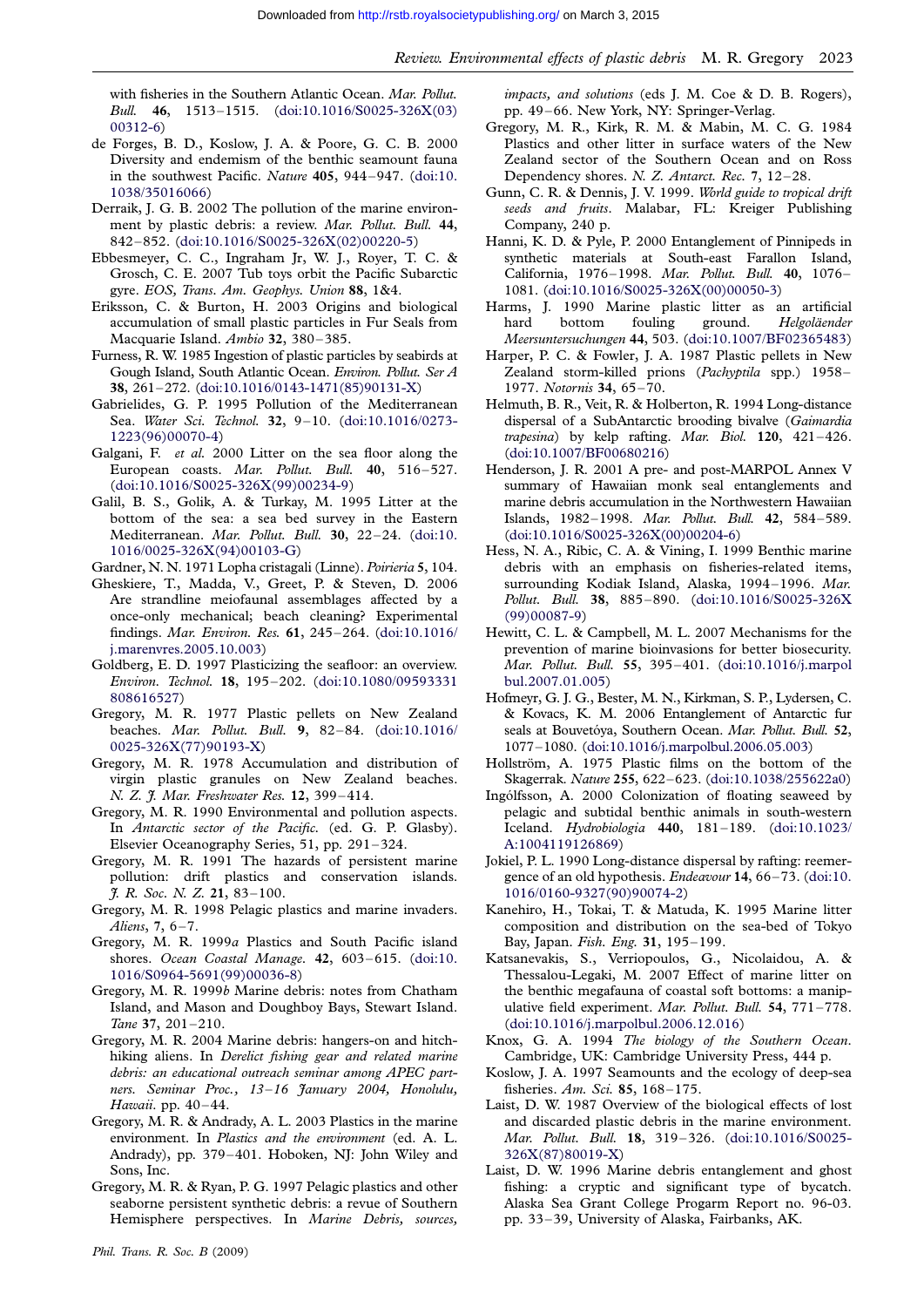with fisheries in the Southern Atlantic Ocean. *Mar. Pollut. Bull.* **46**, 1513–1515. (doi:10.1016/S0025-326X(03)00312-6)

de Forges, B. D., Koslow, J. A. & Poore, G. C. B. 2000 Diversity and endemism of the benthic seamount fauna in the southwest Pacific. *Nature* **405**, 944–947. (doi:10.1038/35016066)

Derraik, J. G. B. 2002 The pollution of the marine environment by plastic debris: a review. *Mar. Pollut. Bull.* **44**, 842–852. (doi:10.1016/S0025-326X(02)00220-5)

Ebbesmeyer, C. C., Ingraham Jr, W. J., Royer, T. C. & Grosch, C. E. 2007 Tub toys orbit the Pacific Subarctic gyre. *EOS, Trans. Am. Geophys. Union* **88**, 1&4.

Eriksson, C. & Burton, H. 2003 Origins and biological accumulation of small plastic particles in Fur Seals from Macquarie Island. *Ambio* **32**, 380–385.

Furness, R. W. 1985 Ingestion of plastic particles by seabirds at Gough Island, South Atlantic Ocean. *Environ. Pollut. Ser A* **38**, 261–272. (doi:10.1016/0143-1471(85)90131-X)

Gabrielides, G. P. 1995 Pollution of the Mediterranean Sea. *Water Sci. Technol.* **32**, 9–10. (doi:10.1016/0273-1223(96)00070-4)

Galgani, F. *et al.* 2000 Litter on the sea floor along the European coasts. *Mar. Pollut. Bull.* **40**, 516–527. (doi:10.1016/S0025-326X(99)00234-9)

Galil, B. S., Golik, A. & Turkay, M. 1995 Litter at the bottom of the sea: a sea bed survey in the Eastern Mediterranean. *Mar. Pollut. Bull.* **30**, 22–24. (doi:10.1016/0025-326X(94)00103-G)

Gardner, N. N. 1971 Lopha cristagali (Linne). *Poirieria* **5**, 104.

Gheskiere, T., Madda, V., Greet, P. & Steven, D. 2006 Are strandline meiofaunal assemblages affected by a once-only mechanical; beach cleaning? Experimental findings. *Mar. Environ. Res.* **61**, 245–264. (doi:10.1016/j.marenvres.2005.10.003)

Goldberg, E. D. 1997 Plasticizing the seafloor: an overview. *Environ. Technol.* **18**, 195–202. (doi:10.1080/09593331808616527)

Gregory, M. R. 1977 Plastic pellets on New Zealand beaches. *Mar. Pollut. Bull.* **9**, 82–84. (doi:10.1016/0025-326X(77)90193-X)

Gregory, M. R. 1978 Accumulation and distribution of virgin plastic granules on New Zealand beaches. *N. Z. J. Mar. Freshwater Res.* **12**, 399–414.

Gregory, M. R. 1990 Environmental and pollution aspects. In *Antarctic sector of the Pacific*. (ed. G. P. Glasby). Elsevier Oceanography Series, 51, pp. 291–324.

Gregory, M. R. 1991 The hazards of persistent marine pollution: drift plastics and conservation islands. *J. R. Soc. N. Z.* **21**, 83–100.

Gregory, M. R. 1998 Pelagic plastics and marine invaders. *Aliens*, **7**, 6–7.

Gregory, M. R. 1999*a* Plastics and South Pacific island shores. *Ocean Coastal Manage.* **42**, 603–615. (doi:10.1016/S0964-5691(99)00036-8)

Gregory, M. R. 1999*b* Marine debris: notes from Chatham Island, and Mason and Doughboy Bays, Stewart Island. *Tane* **37**, 201–210.

Gregory, M. R. 2004 Marine debris: hangers-on and hitch-hiking aliens. In *Derelict fishing gear and related marine debris: an educational outreach seminar among APEC partners. Seminar Proc., 13–16 January 2004, Honolulu, Hawaii*. pp. 40–44.

Gregory, M. R. & Andrady, A. L. 2003 Plastics in the marine environment. In *Plastics and the environment* (ed. A. L. Andrady), pp. 379–401. Hoboken, NJ: John Wiley and Sons, Inc.

Gregory, M. R. & Ryan, P. G. 1997 Pelagic plastics and other seaborne persistent synthetic debris: a revue of Southern Hemisphere perspectives. In *Marine Debris, sources, impacts, and solutions* (eds J. M. Coe & D. B. Rogers), pp. 49–66. New York, NY: Springer-Verlag.

Gregory, M. R., Kirk, R. M. & Mabin, M. C. G. 1984 Plastics and other litter in surface waters of the New Zealand sector of the Southern Ocean and on Ross Dependency shores. *N. Z. Antarct. Rec.* **7**, 12–28.

Gunn, C. R. & Dennis, J. V. 1999. *World guide to tropical drift seeds and fruits*. Malabar, FL: Kreiger Publishing Company, 240 p.

Hanni, K. D. & Pyle, P. 2000 Entanglement of Pinnipeds in synthetic materials at South-east Farallon Island, California, 1976–1998. *Mar. Pollut. Bull.* **40**, 1076–1081. (doi:10.1016/S0025-326X(00)00050-3)

Harms, J. 1990 Marine plastic litter as an artificial hard bottom fouling ground. *Helgoländer Meersuntersuchungen* **44**, 503. (doi:10.1007/BF02365483)

Harper, P. C. & Fowler, J. A. 1987 Plastic pellets in New Zealand storm-killed prions (*Pachyptila* spp.) 1958–1977. *Notornis* **34**, 65–70.

Helmuth, B. R., Veit, R. & Holberton, R. 1994 Long-distance dispersal of a SubAntarctic brooding bivalve (*Gaimardia trapesina*) by kelp rafting. *Mar. Biol.* **120**, 421–426. (doi:10.1007/BF00680216)

Henderson, J. R. 2001 A pre- and post-MARPOL Annex V summary of Hawaiian monk seal entanglements and marine debris accumulation in the Northwestern Hawaiian Islands, 1982–1998. *Mar. Pollut. Bull.* **42**, 584–589. (doi:10.1016/S0025-326X(00)00204-6)

Hess, N. A., Ribic, C. A. & Vining, I. 1999 Benthic marine debris with an emphasis on fisheries-related items, surrounding Kodiak Island, Alaska, 1994–1996. *Mar. Pollut. Bull.* **38**, 885–890. (doi:10.1016/S0025-326X(99)00087-9)

Hewitt, C. L. & Campbell, M. L. 2007 Mechanisms for the prevention of marine bioinvasions for better biosecurity. *Mar. Pollut. Bull.* **55**, 395–401. (doi:10.1016/j.marpolbul.2007.01.005)

Hofmeyr, G. J. G., Bester, M. N., Kirkman, S. P., Lydersen, C. & Kovacs, K. M. 2006 Entanglement of Antarctic fur seals at Bouvetóya, Southern Ocean. *Mar. Pollut. Bull.* **52**, 1077–1080. (doi:10.1016/j.marpolbul.2006.05.003)

Hollström, A. 1975 Plastic films on the bottom of the Skagerrak. *Nature* **255**, 622–623. (doi:10.1038/255622a0)

Ingólfsson, A. 2000 Colonization of floating seaweed by pelagic and subtidal benthic animals in south-western Iceland. *Hydrobiologia* **440**, 181–189. (doi:10.1023/A:1004119126869)

Jokiel, P. L. 1990 Long-distance dispersal by rafting: reemergence of an old hypothesis. *Endeavour* **14**, 66–73. (doi:10.1016/0160-9327(90)90074-2)

Kanehiro, H., Tokai, T. & Matuda, K. 1995 Marine litter composition and distribution on the sea-bed of Tokyo Bay, Japan. *Fish. Eng.* **31**, 195–199.

Katsanevakis, S., Verriopoulos, G., Nicolaidou, A. & Thessalou-Legaki, M. 2007 Effect of marine litter on the benthic megafauna of coastal soft bottoms: a manipulative field experiment. *Mar. Pollut. Bull.* **54**, 771–778. (doi:10.1016/j.marpolbul.2006.12.016)

Knox, G. A. 1994 *The biology of the Southern Ocean*. Cambridge, UK: Cambridge University Press, 444 p.

Koslow, J. A. 1997 Seamounts and the ecology of deep-sea fisheries. *Am. Sci.* **85**, 168–175.

Laist, D. W. 1987 Overview of the biological effects of lost and discarded plastic debris in the marine environment. *Mar. Pollut. Bull.* **18**, 319–326. (doi:10.1016/S0025-326X(87)80019-X)

Laist, D. W. 1996 Marine debris entanglement and ghost fishing: a cryptic and significant type of bycatch. Alaska Sea Grant College Progarm Report no. 96-03. pp. 33–39, University of Alaska, Fairbanks, AK.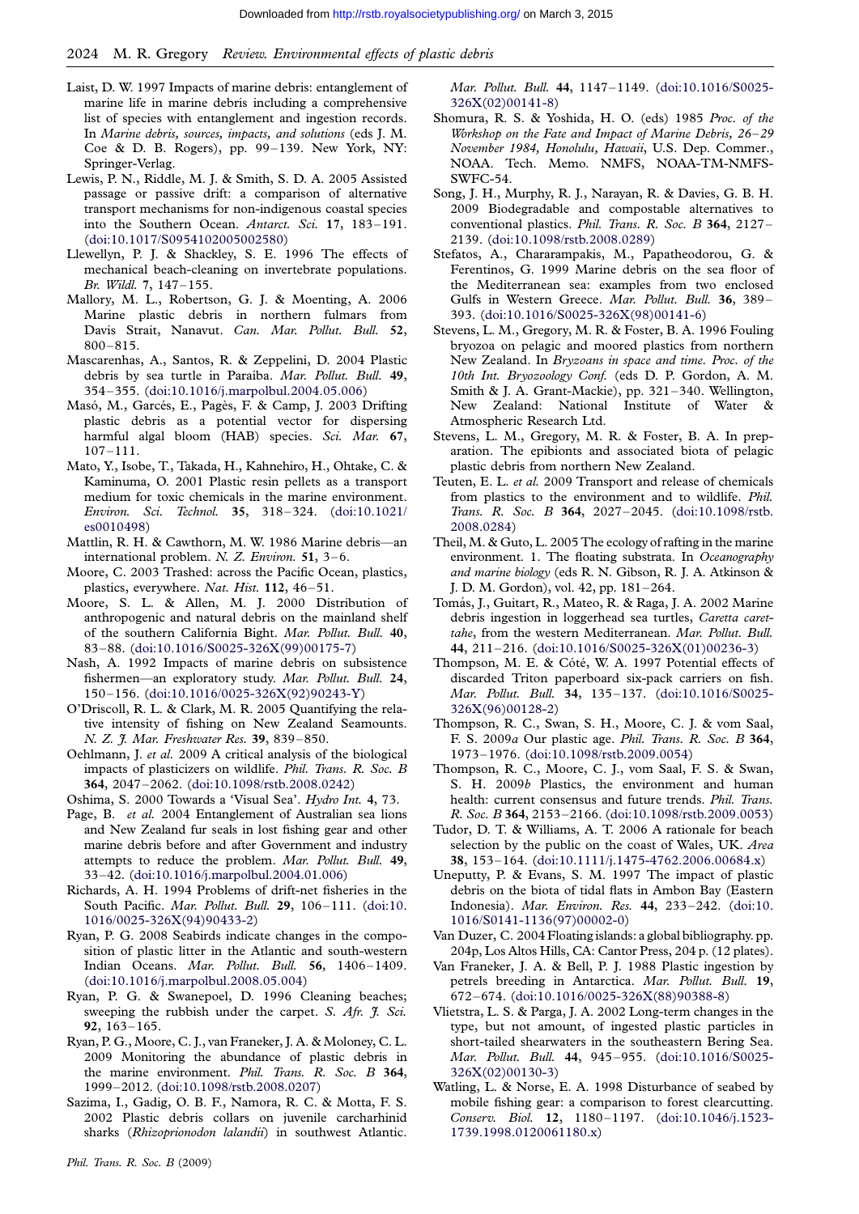Laist, D. W. 1997 Impacts of marine debris: entanglement of marine life in marine debris including a comprehensive list of species with entanglement and ingestion records. In *Marine debris, sources, impacts, and solutions* (eds J. M. Coe & D. B. Rogers), pp. 99–139. New York, NY: Springer-Verlag.

Lewis, P. N., Riddle, M. J. & Smith, S. D. A. 2005 Assisted passage or passive drift: a comparison of alternative transport mechanisms for non-indigenous coastal species into the Southern Ocean. *Antarct. Sci.* **17**, 183–191. (doi:10.1017/S0954102005002580)

Llewellyn, P. J. & Shackley, S. E. 1996 The effects of mechanical beach-cleaning on invertebrate populations. *Br. Wildl.* **7**, 147–155.

Mallory, M. L., Robertson, G. J. & Moenting, A. 2006 Marine plastic debris in northern fulmars from Davis Strait, Nanavut. *Can. Mar. Pollut. Bull.* **52**, 800–815.

Mascarenhas, A., Santos, R. & Zeppelini, D. 2004 Plastic debris by sea turtle in Paraíba. *Mar. Pollut. Bull.* **49**, 354–355. (doi:10.1016/j.marpolbul.2004.05.006)

Masó, M., Garcés, E., Pagès, F. & Camp, J. 2003 Drifting plastic debris as a potential vector for dispersing harmful algal bloom (HAB) species. *Sci. Mar.* **67**, 107–111.

Mato, Y., Isobe, T., Takada, H., Kahnehiro, H., Ohtake, C. & Kaminuma, O. 2001 Plastic resin pellets as a transport medium for toxic chemicals in the marine environment. *Environ. Sci. Technol.* **35**, 318–324. (doi:10.1021/es0010498)

Mattlin, R. H. & Cawthorn, M. W. 1986 Marine debris—an international problem. *N. Z. Environ.* **51**, 3–6.

Moore, C. 2003 Trashed: across the Pacific Ocean, plastics, plastics, everywhere. *Nat. Hist.* **112**, 46–51.

Moore, S. L. & Allen, M. J. 2000 Distribution of anthropogenic and natural debris on the mainland shelf of the southern California Bight. *Mar. Pollut. Bull.* **40**, 83–88. (doi:10.1016/S0025-326X(99)00175-7)

Nash, A. 1992 Impacts of marine debris on subsistence fishermen—an exploratory study. *Mar. Pollut. Bull.* **24**, 150–156. (doi:10.1016/0025-326X(92)90243-Y)

O'Driscoll, R. L. & Clark, M. R. 2005 Quantifying the relative intensity of fishing on New Zealand Seamounts. *N. Z. J. Mar. Freshwater Res.* **39**, 839–850.

Oehlmann, J. *et al.* 2009 A critical analysis of the biological impacts of plasticizers on wildlife. *Phil. Trans. R. Soc. B* **364**, 2047–2062. (doi:10.1098/rstb.2008.0242)

Oshima, S. 2000 Towards a 'Visual Sea'. *Hydro Int.* **4**, 73.

Page, B. *et al.* 2004 Entanglement of Australian sea lions and New Zealand fur seals in lost fishing gear and other marine debris before and after Government and industry attempts to reduce the problem. *Mar. Pollut. Bull.* **49**, 33–42. (doi:10.1016/j.marpolbul.2004.01.006)

Richards, A. H. 1994 Problems of drift-net fisheries in the South Pacific. *Mar. Pollut. Bull.* **29**, 106–111. (doi:10.1016/0025-326X(94)90433-2)

Ryan, P. G. 2008 Seabirds indicate changes in the composition of plastic litter in the Atlantic and south-western Indian Oceans. *Mar. Pollut. Bull.* **56**, 1406–1409. (doi:10.1016/j.marpolbul.2008.05.004)

Ryan, P. G. & Swanepoel, D. 1996 Cleaning beaches; sweeping the rubbish under the carpet. *S. Afr. J. Sci.* **92**, 163–165.

Ryan, P. G., Moore, C. J., van Franeker, J. A. & Moloney, C. L. 2009 Monitoring the abundance of plastic debris in the marine environment. *Phil. Trans. R. Soc. B* **364**, 1999–2012. (doi:10.1098/rstb.2008.0207)

Sazima, I., Gadig, O. B. F., Namora, R. C. & Motta, F. S. 2002 Plastic debris collars on juvenile carcharhinid sharks (*Rhizoprionodon lalandii*) in southwest Atlantic. *Mar. Pollut. Bull.* **44**, 1147–1149. (doi:10.1016/S0025-326X(02)00141-8)

Shomura, R. S. & Yoshida, H. O. (eds) 1985 *Proc. of the Workshop on the Fate and Impact of Marine Debris, 26–29 November 1984, Honolulu, Hawaii*, U.S. Dep. Commer., NOAA. Tech. Memo. NMFS, NOAA-TM-NMFS-SWFC-54.

Song, J. H., Murphy, R. J., Narayan, R. & Davies, G. B. H. 2009 Biodegradable and compostable alternatives to conventional plastics. *Phil. Trans. R. Soc. B* **364**, 2127–2139. (doi:10.1098/rstb.2008.0289)

Stefatos, A., Chararampakis, M., Papatheodorou, G. & Ferentinos, G. 1999 Marine debris on the sea floor of the Mediterranean sea: examples from two enclosed Gulfs in Western Greece. *Mar. Pollut. Bull.* **36**, 389–393. (doi:10.1016/S0025-326X(98)00141-6)

Stevens, L. M., Gregory, M. R. & Foster, B. A. 1996 Fouling bryozoa on pelagic and moored plastics from northern New Zealand. In *Bryozoans in space and time. Proc. of the 10th Int. Bryozoology Conf.* (eds D. P. Gordon, A. M. Smith & J. A. Grant-Mackie), pp. 321–340. Wellington, New Zealand: National Institute of Water & Atmospheric Research Ltd.

Stevens, L. M., Gregory, M. R. & Foster, B. A. In preparation. The epibionts and associated biota of pelagic plastic debris from northern New Zealand.

Teuten, E. L. *et al.* 2009 Transport and release of chemicals from plastics to the environment and to wildlife. *Phil. Trans. R. Soc. B* **364**, 2027–2045. (doi:10.1098/rstb.2008.0284)

Theil, M. & Guto, L. 2005 The ecology of rafting in the marine environment. 1. The floating substrata. In *Oceanography and marine biology* (eds R. N. Gibson, R. J. A. Atkinson & J. D. M. Gordon), vol. 42, pp. 181–264.

Tomás, J., Guitart, R., Mateo, R. & Raga, J. A. 2002 Marine debris ingestion in loggerhead sea turtles, *Caretta caretta*, from the western Mediterranean. *Mar. Pollut. Bull.* **44**, 211–216. (doi:10.1016/S0025-326X(01)00236-3)

Thompson, M. E. & Côté, W. A. 1997 Potential effects of discarded Triton paperboard six-pack carriers on fish. *Mar. Pollut. Bull.* **34**, 135–137. (doi:10.1016/S0025-326X(96)00128-2)

Thompson, R. C., Swan, S. H., Moore, C. J. & vom Saal, F. S. 2009*a* Our plastic age. *Phil. Trans. R. Soc. B* **364**, 1973–1976. (doi:10.1098/rstb.2009.0054)

Thompson, R. C., Moore, C. J., vom Saal, F. S. & Swan, S. H. 2009*b* Plastics, the environment and human health: current consensus and future trends. *Phil. Trans. R. Soc. B* **364**, 2153–2166. (doi:10.1098/rstb.2009.0053)

Tudor, D. T. & Williams, A. T. 2006 A rationale for beach selection by the public on the coast of Wales, UK. *Area* **38**, 153–164. (doi:10.1111/j.1475-4762.2006.00684.x)

Uneputty, P. & Evans, S. M. 1997 The impact of plastic debris on the biota of tidal flats in Ambon Bay (Eastern Indonesia). *Mar. Environ. Res.* **44**, 233–242. (doi:10.1016/S0141-1136(97)00002-0)

Van Duzer, C. 2004 Floating islands: a global bibliography. pp. 204p, Los Altos Hills, CA: Cantor Press, 204 p. (12 plates).

Van Franeker, J. A. & Bell, P. J. 1988 Plastic ingestion by petrels breeding in Antarctica. *Mar. Pollut. Bull.* **19**, 672–674. (doi:10.1016/0025-326X(88)90388-8)

Vlietstra, L. S. & Parga, J. A. 2002 Long-term changes in the type, but not amount, of ingested plastic particles in short-tailed shearwaters in the southeastern Bering Sea. *Mar. Pollut. Bull.* **44**, 945–955. (doi:10.1016/S0025-326X(02)00130-3)

Watling, L. & Norse, E. A. 1998 Disturbance of seabed by mobile fishing gear: a comparison to forest clearcutting. *Conserv. Biol.* **12**, 1180–1197. (doi:10.1046/j.1523-1739.1998.0120061180.x)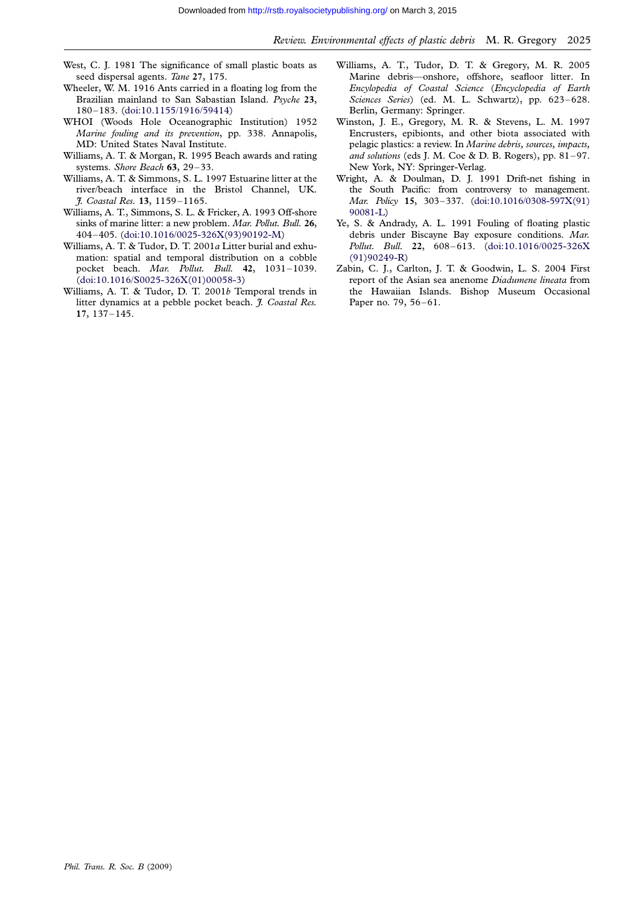West, C. J. 1981 The significance of small plastic boats as seed dispersal agents. *Tane* **27**, 175.

Wheeler, W. M. 1916 Ants carried in a floating log from the Brazilian mainland to San Sabastian Island. *Psyche* **23**, 180–183. (doi:10.1155/1916/59414)

WHOI (Woods Hole Oceanographic Institution) 1952 *Marine fouling and its prevention*, pp. 338. Annapolis, MD: United States Naval Institute.

Williams, A. T. & Morgan, R. 1995 Beach awards and rating systems. *Shore Beach* **63**, 29–33.

Williams, A. T. & Simmons, S. L. 1997 Estuarine litter at the river/beach interface in the Bristol Channel, UK. *J. Coastal Res.* **13**, 1159–1165.

Williams, A. T., Simmons, S. L. & Fricker, A. 1993 Off-shore sinks of marine litter: a new problem. *Mar. Pollut. Bull.* **26**, 404–405. (doi:10.1016/0025-326X(93)90192-M)

Williams, A. T. & Tudor, D. T. 2001*a* Litter burial and exhumation: spatial and temporal distribution on a cobble pocket beach. *Mar. Pollut. Bull.* **42**, 1031–1039. (doi:10.1016/S0025-326X(01)00058-3)

Williams, A. T. & Tudor, D. T. 2001*b* Temporal trends in litter dynamics at a pebble pocket beach. *J. Coastal Res.* **17**, 137–145.

Williams, A. T., Tudor, D. T. & Gregory, M. R. 2005 Marine debris—onshore, offshore, seafloor litter. In *Encylopedia of Coastal Science* (*Encyclopedia of Earth Sciences Series*) (ed. M. L. Schwartz), pp. 623–628. Berlin, Germany: Springer.

Winston, J. E., Gregory, M. R. & Stevens, L. M. 1997 Encrusters, epibionts, and other biota associated with pelagic plastics: a review. In *Marine debris, sources, impacts, and solutions* (eds J. M. Coe & D. B. Rogers), pp. 81–97. New York, NY: Springer-Verlag.

Wright, A. & Doulman, D. J. 1991 Drift-net fishing in the South Pacific: from controversy to management. *Mar. Policy* **15**, 303–337. (doi:10.1016/0308-597X(91)90081-L)

Ye, S. & Andrady, A. L. 1991 Fouling of floating plastic debris under Biscayne Bay exposure conditions. *Mar. Pollut. Bull.* **22**, 608–613. (doi:10.1016/0025-326X(91)90249-R)

Zabin, C. J., Carlton, J. T. & Goodwin, L. S. 2004 First report of the Asian sea anenome *Diadumene lineata* from the Hawaiian Islands. Bishop Museum Occasional Paper no. 79, 56–61.